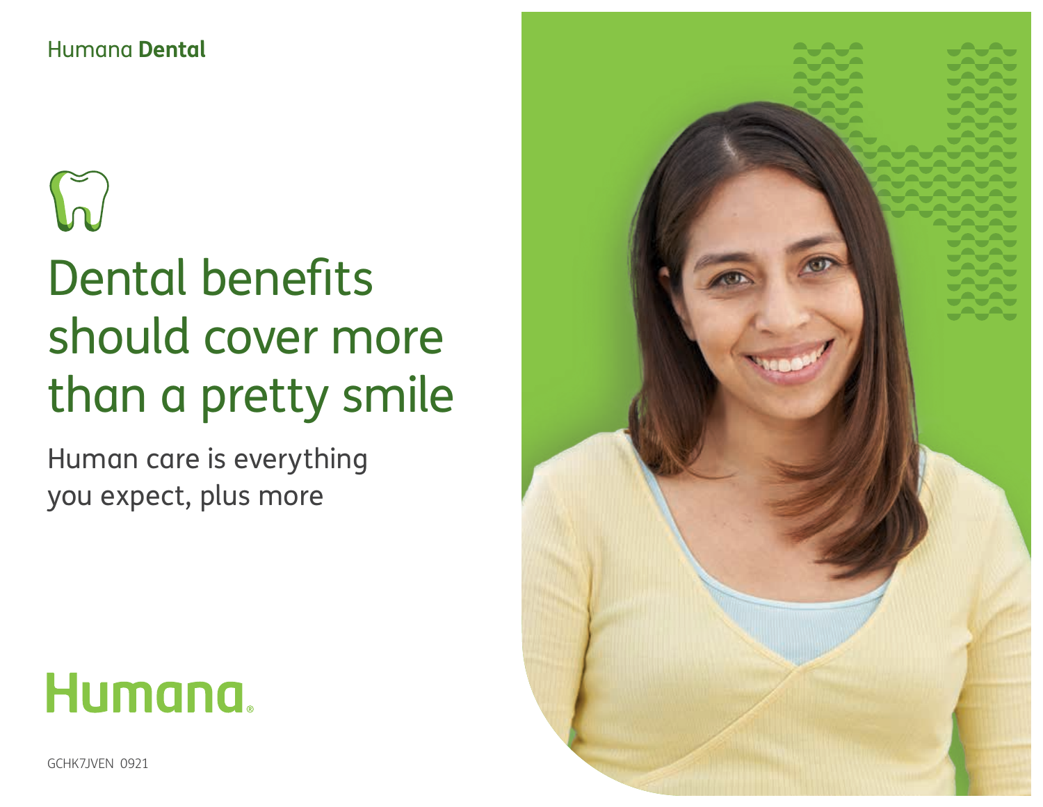Humana **Dental**

# Dental benefits should cover more than a pretty smile

Human care is everything you expect, plus more

Humana®

GCHK7JVEN 0921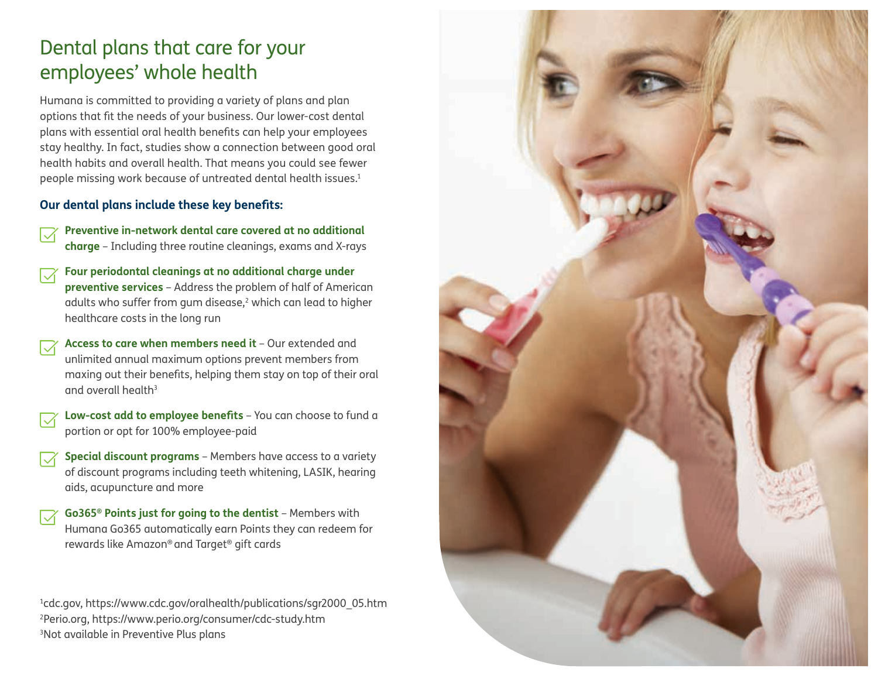# Dental plans that care for your employees' whole health

Humana is committed to providing a variety of plans and plan options that fit the needs of your business. Our lower-cost dental plans with essential oral health benefits can help your employees stay healthy. In fact, studies show a connection between good oral health habits and overall health. That means you could see fewer people missing work because of untreated dental health issues.[1]

**Our dental plans include these key benefits:**

- **Preventive in-network dental care covered at no additional charge** – Including three routine cleanings, exams and X-rays
- **Four periodontal cleanings at no additional charge under preventive services** – Address the problem of half of American adults who suffer from gum disease,[2] which can lead to higher healthcare costs in the long run
- **Access to care when members need it** – Our extended and unlimited annual maximum options prevent members from maxing out their benefits, helping them stay on top of their oral and overall health[3]
- **Low-cost add to employee benefits** – You can choose to fund a portion or opt for 100% employee-paid
- **Special discount programs** – Members have access to a variety of discount programs including teeth whitening, LASIK, hearing aids, acupuncture and more
- **Go365® Points just for going to the dentist** – Members with Humana Go365 automatically earn Points they can redeem for rewards like Amazon® and Target® gift cards

[1]cdc.gov, https://www.cdc.gov/oralhealth/publications/sgr2000_05.htm
[2]Perio.org, https://www.perio.org/consumer/cdc-study.htm
[3]Not available in Preventive Plus plans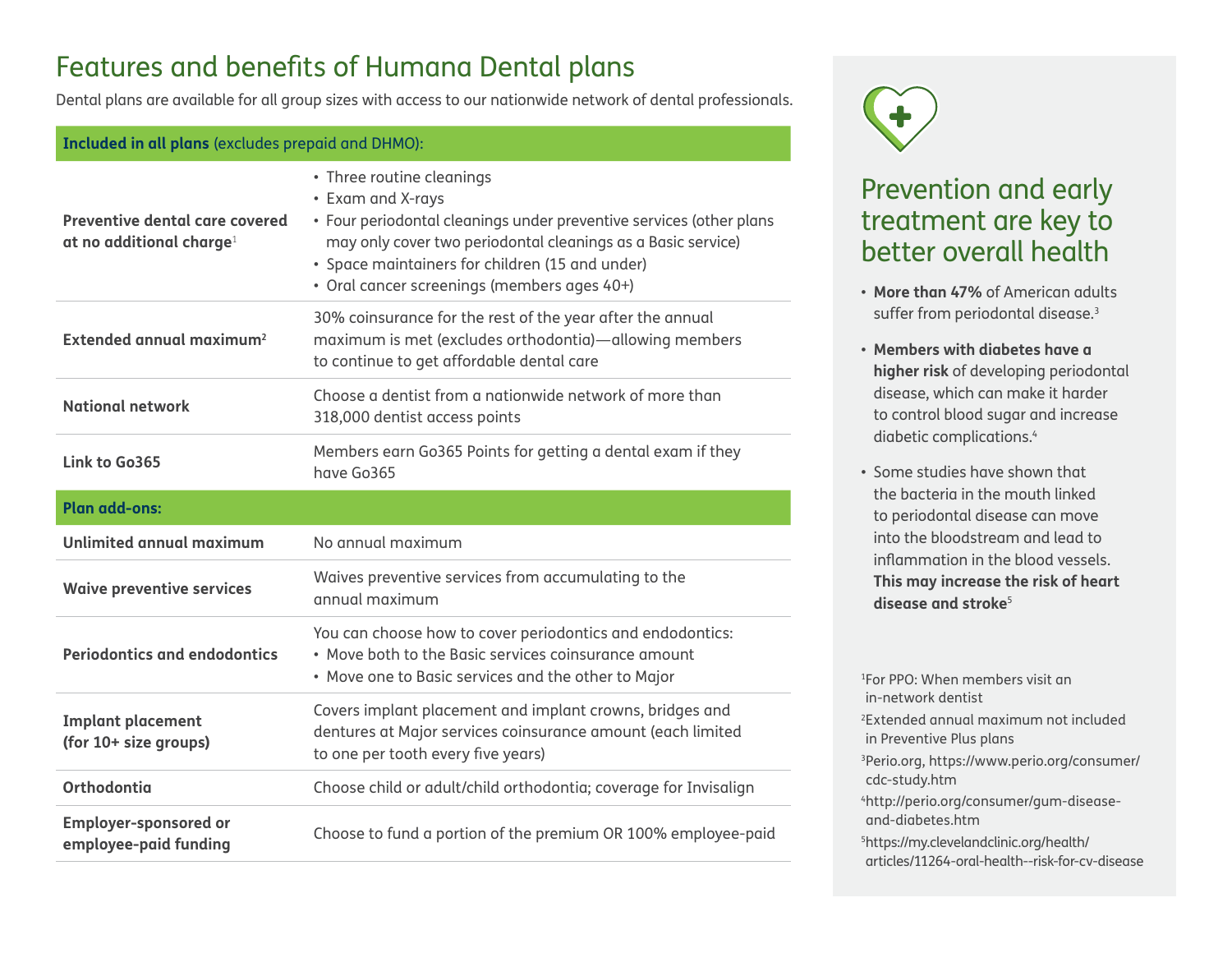# Features and benefits of Humana Dental plans

Dental plans are available for all group sizes with access to our nationwide network of dental professionals.

| **Included in all plans** (excludes prepaid and DHMO): | |
|---|---|
| **Preventive dental care covered at no additional charge**[1] | • Three routine cleanings<br>• Exam and X-rays<br>• Four periodontal cleanings under preventive services (other plans may only cover two periodontal cleanings as a Basic service)<br>• Space maintainers for children (15 and under)<br>• Oral cancer screenings (members ages 40+) |
| **Extended annual maximum**[2] | 30% coinsurance for the rest of the year after the annual maximum is met (excludes orthodontia)—allowing members to continue to get affordable dental care |
| **National network** | Choose a dentist from a nationwide network of more than 318,000 dentist access points |
| **Link to Go365** | Members earn Go365 Points for getting a dental exam if they have Go365 |
| **Plan add-ons:** | |
| **Unlimited annual maximum** | No annual maximum |
| **Waive preventive services** | Waives preventive services from accumulating to the annual maximum |
| **Periodontics and endodontics** | You can choose how to cover periodontics and endodontics:<br>• Move both to the Basic services coinsurance amount<br>• Move one to Basic services and the other to Major |
| **Implant placement (for 10+ size groups)** | Covers implant placement and implant crowns, bridges and dentures at Major services coinsurance amount (each limited to one per tooth every five years) |
| **Orthodontia** | Choose child or adult/child orthodontia; coverage for Invisalign |
| **Employer-sponsored or employee-paid funding** | Choose to fund a portion of the premium OR 100% employee-paid |

## Prevention and early treatment are key to better overall health

- **More than 47%** of American adults suffer from periodontal disease.[3]
- **Members with diabetes have a higher risk** of developing periodontal disease, which can make it harder to control blood sugar and increase diabetic complications.[4]
- Some studies have shown that the bacteria in the mouth linked to periodontal disease can move into the bloodstream and lead to inflammation in the blood vessels. **This may increase the risk of heart disease and stroke**[5]

[1] For PPO: When members visit an in-network dentist

[2] Extended annual maximum not included in Preventive Plus plans

[3] Perio.org, https://www.perio.org/consumer/cdc-study.htm

[4] http://perio.org/consumer/gum-disease-and-diabetes.htm

[5] https://my.clevelandclinic.org/health/articles/11264-oral-health--risk-for-cv-disease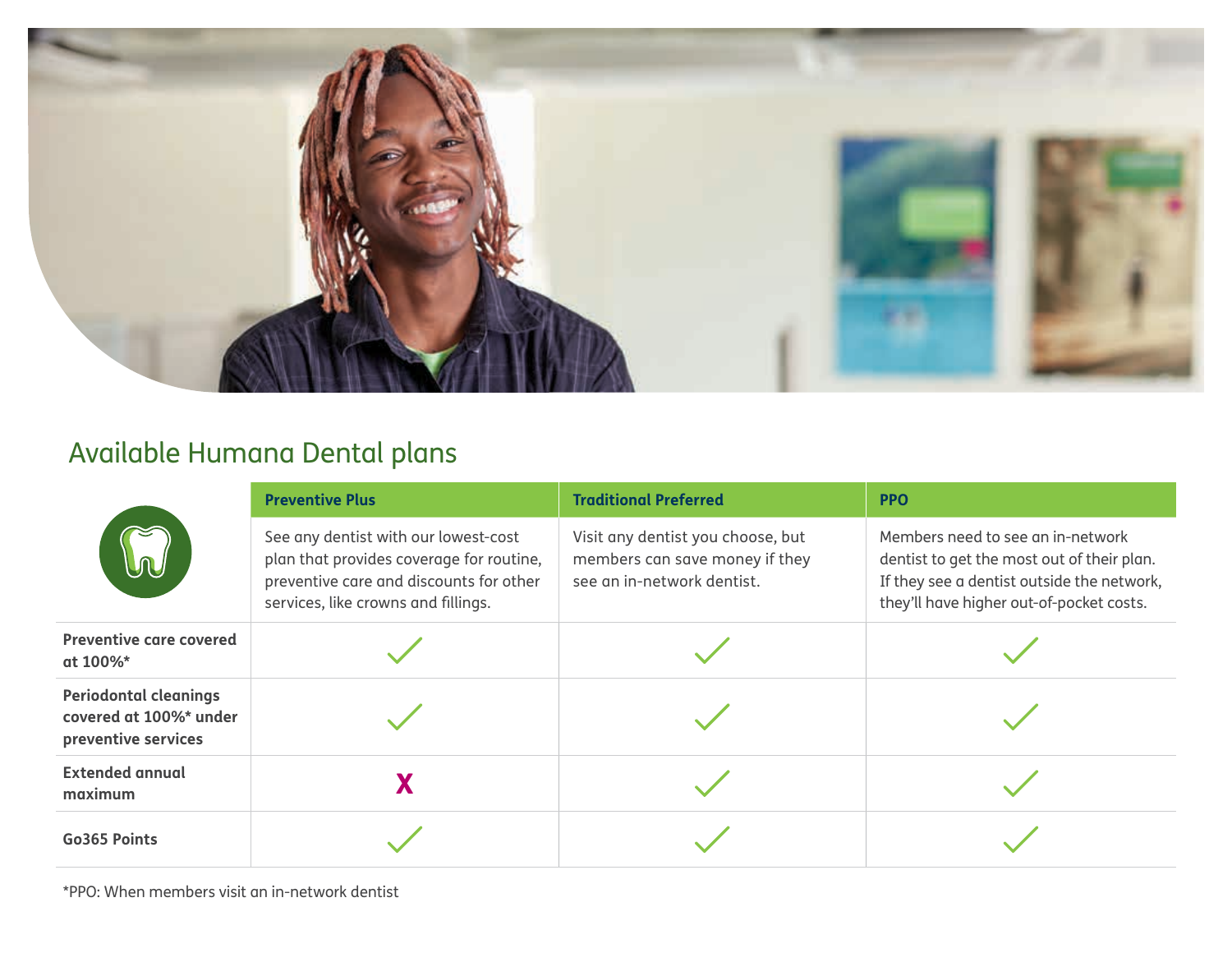## Available Humana Dental plans

| | Preventive Plus | Traditional Preferred | PPO |
|---|---|---|---|
| | See any dentist with our lowest-cost plan that provides coverage for routine, preventive care and discounts for other services, like crowns and fillings. | Visit any dentist you choose, but members can save money if they see an in-network dentist. | Members need to see an in-network dentist to get the most out of their plan. If they see a dentist outside the network, they'll have higher out-of-pocket costs. |
| **Preventive care covered at 100%*** | ✓ | ✓ | ✓ |
| **Periodontal cleanings covered at 100%* under preventive services** | ✓ | ✓ | ✓ |
| **Extended annual maximum** | X | ✓ | ✓ |
| **Go365 Points** | ✓ | ✓ | ✓ |

*PPO: When members visit an in-network dentist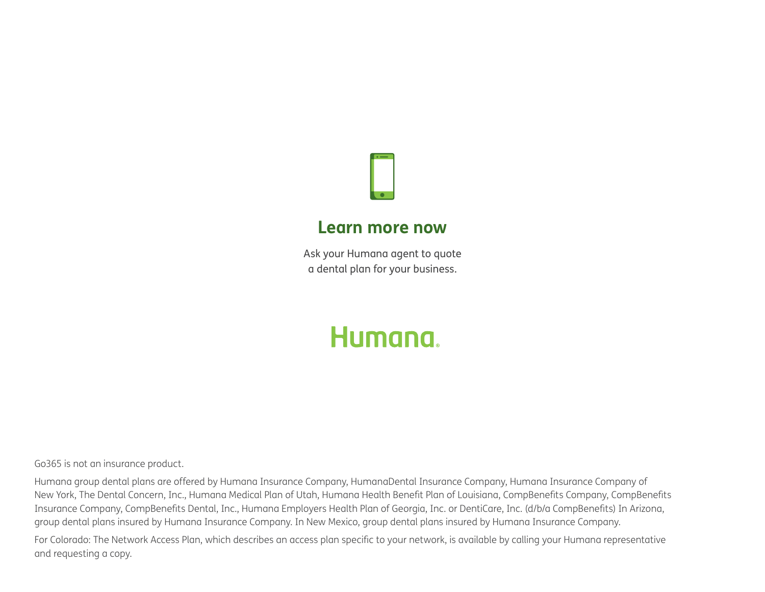## Learn more now

Ask your Humana agent to quote a dental plan for your business.

Humana.

Go365 is not an insurance product.

Humana group dental plans are offered by Humana Insurance Company, HumanaDental Insurance Company, Humana Insurance Company of New York, The Dental Concern, Inc., Humana Medical Plan of Utah, Humana Health Benefit Plan of Louisiana, CompBenefits Company, CompBenefits Insurance Company, CompBenefits Dental, Inc., Humana Employers Health Plan of Georgia, Inc. or DentiCare, Inc. (d/b/a CompBenefits) In Arizona, group dental plans insured by Humana Insurance Company. In New Mexico, group dental plans insured by Humana Insurance Company.

For Colorado: The Network Access Plan, which describes an access plan specific to your network, is available by calling your Humana representative and requesting a copy.